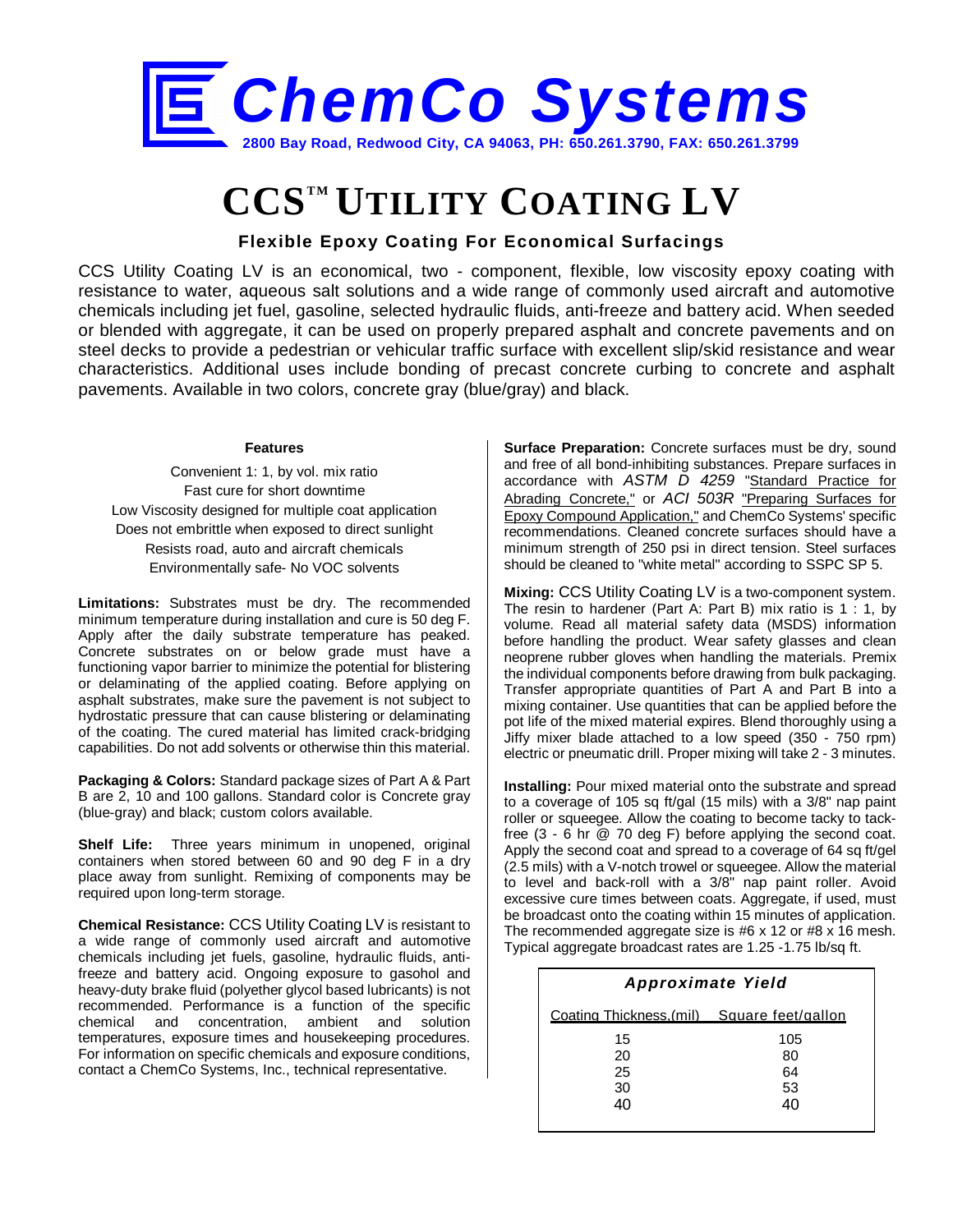# ChemCo Systems

2800 Bay Road, Redwood City, CA 94063, PH: 650.261.3790, FAX: 650.261.3799

# CCS™ UTILITY COATING LV

### Flexible Epoxy Coating For Economical Surfacings

CCS Utility Coating LV is an economical, two - component, flexible, low viscosity epoxy coating with resistance to water, aqueous salt solutions and a wide range of commonly used aircraft and automotive chemicals including jet fuel, gasoline, selected hydraulic fluids, anti-freeze and battery acid. When seeded or blended with aggregate, it can be used on properly prepared asphalt and concrete pavements and on steel decks to provide a pedestrian or vehicular traffic surface with excellent slip/skid resistance and wear characteristics. Additional uses include bonding of precast concrete curbing to concrete and asphalt pavements. Available in two colors, concrete gray (blue/gray) and black.

**Features**

Convenient 1: 1, by vol. mix ratio
Fast cure for short downtime
Low Viscosity designed for multiple coat application
Does not embrittle when exposed to direct sunlight
Resists road, auto and aircraft chemicals
Environmentally safe- No VOC solvents

**Limitations:** Substrates must be dry. The recommended minimum temperature during installation and cure is 50 deg F. Apply after the daily substrate temperature has peaked. Concrete substrates on or below grade must have a functioning vapor barrier to minimize the potential for blistering or delaminating of the applied coating. Before applying on asphalt substrates, make sure the pavement is not subject to hydrostatic pressure that can cause blistering or delaminating of the coating. The cured material has limited crack-bridging capabilities. Do not add solvents or otherwise thin this material.

**Packaging & Colors:** Standard package sizes of Part A & Part B are 2, 10 and 100 gallons. Standard color is Concrete gray (blue-gray) and black; custom colors available.

**Shelf Life:** Three years minimum in unopened, original containers when stored between 60 and 90 deg F in a dry place away from sunlight. Remixing of components may be required upon long-term storage.

**Chemical Resistance:** CCS Utility Coating LV is resistant to a wide range of commonly used aircraft and automotive chemicals including jet fuels, gasoline, hydraulic fluids, anti-freeze and battery acid. Ongoing exposure to gasohol and heavy-duty brake fluid (polyether glycol based lubricants) is not recommended. Performance is a function of the specific chemical and concentration, ambient and solution temperatures, exposure times and housekeeping procedures. For information on specific chemicals and exposure conditions, contact a ChemCo Systems, Inc., technical representative.

**Surface Preparation:** Concrete surfaces must be dry, sound and free of all bond-inhibiting substances. Prepare surfaces in accordance with *ASTM D 4259* "Standard Practice for Abrading Concrete," or *ACI 503R* "Preparing Surfaces for Epoxy Compound Application," and ChemCo Systems' specific recommendations. Cleaned concrete surfaces should have a minimum strength of 250 psi in direct tension. Steel surfaces should be cleaned to "white metal" according to SSPC SP 5.

**Mixing:** CCS Utility Coating LV is a two-component system. The resin to hardener (Part A: Part B) mix ratio is 1 : 1, by volume. Read all material safety data (MSDS) information before handling the product. Wear safety glasses and clean neoprene rubber gloves when handling the materials. Premix the individual components before drawing from bulk packaging. Transfer appropriate quantities of Part A and Part B into a mixing container. Use quantities that can be applied before the pot life of the mixed material expires. Blend thoroughly using a Jiffy mixer blade attached to a low speed (350 - 750 rpm) electric or pneumatic drill. Proper mixing will take 2 - 3 minutes.

**Installing:** Pour mixed material onto the substrate and spread to a coverage of 105 sq ft/gal (15 mils) with a 3/8" nap paint roller or squeegee. Allow the coating to become tacky to tack-free (3 - 6 hr @ 70 deg F) before applying the second coat. Apply the second coat and spread to a coverage of 64 sq ft/gel (2.5 mils) with a V-notch trowel or squeegee. Allow the material to level and back-roll with a 3/8" nap paint roller. Avoid excessive cure times between coats. Aggregate, if used, must be broadcast onto the coating within 15 minutes of application. The recommended aggregate size is #6 x 12 or #8 x 16 mesh. Typical aggregate broadcast rates are 1.25 -1.75 lb/sq ft.

***Approximate Yield***

| Coating Thickness,(mil) | Square feet/gallon |
|---|---|
| 15 | 105 |
| 20 | 80 |
| 25 | 64 |
| 30 | 53 |
| 40 | 40 |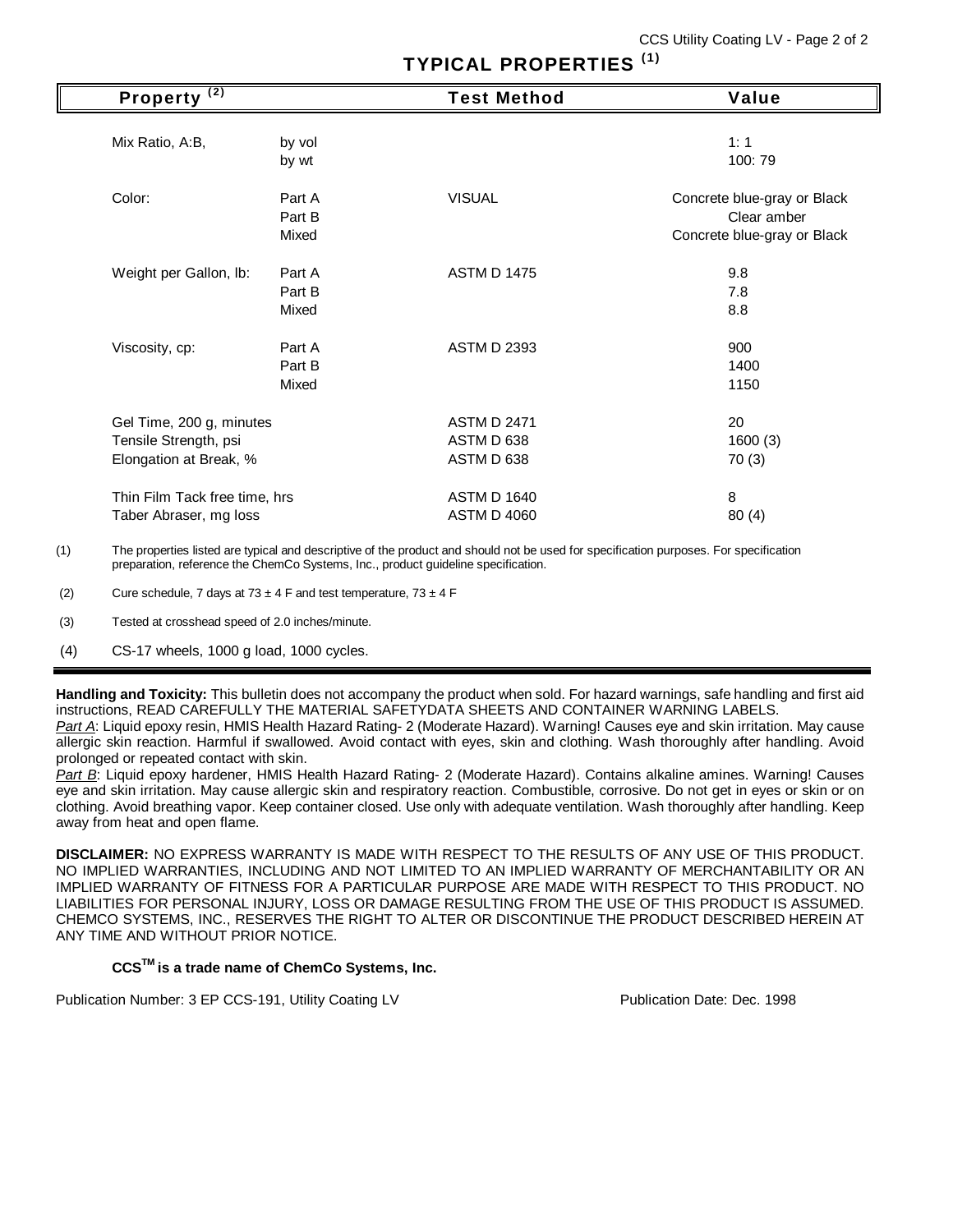## TYPICAL PROPERTIES [1]

| Property [2] | | Test Method | Value |
|---|---|---|---|
| Mix Ratio, A:B, | by vol | | 1: 1 |
| | by wt | | 100: 79 |
| Color: | Part A | VISUAL | Concrete blue-gray or Black |
| | Part B | | Clear amber |
| | Mixed | | Concrete blue-gray or Black |
| Weight per Gallon, lb: | Part A | ASTM D 1475 | 9.8 |
| | Part B | | 7.8 |
| | Mixed | | 8.8 |
| Viscosity, cp: | Part A | ASTM D 2393 | 900 |
| | Part B | | 1400 |
| | Mixed | | 1150 |
| Gel Time, 200 g, minutes | | ASTM D 2471 | 20 |
| Tensile Strength, psi | | ASTM D 638 | 1600 (3) |
| Elongation at Break, % | | ASTM D 638 | 70 (3) |
| Thin Film Tack free time, hrs | | ASTM D 1640 | 8 |
| Taber Abraser, mg loss | | ASTM D 4060 | 80 (4) |

(1) The properties listed are typical and descriptive of the product and should not be used for specification purposes. For specification preparation, reference the ChemCo Systems, Inc., product guideline specification.

(2) Cure schedule, 7 days at 73 ± 4 F and test temperature, 73 ± 4 F

(3) Tested at crosshead speed of 2.0 inches/minute.

(4) CS-17 wheels, 1000 g load, 1000 cycles.

**Handling and Toxicity:** This bulletin does not accompany the product when sold. For hazard warnings, safe handling and first aid instructions, READ CAREFULLY THE MATERIAL SAFETYDATA SHEETS AND CONTAINER WARNING LABELS.

*Part A*: Liquid epoxy resin, HMIS Health Hazard Rating- 2 (Moderate Hazard). Warning! Causes eye and skin irritation. May cause allergic skin reaction. Harmful if swallowed. Avoid contact with eyes, skin and clothing. Wash thoroughly after handling. Avoid prolonged or repeated contact with skin.

*Part B*: Liquid epoxy hardener, HMIS Health Hazard Rating- 2 (Moderate Hazard). Contains alkaline amines. Warning! Causes eye and skin irritation. May cause allergic skin and respiratory reaction. Combustible, corrosive. Do not get in eyes or skin or on clothing. Avoid breathing vapor. Keep container closed. Use only with adequate ventilation. Wash thoroughly after handling. Keep away from heat and open flame.

**DISCLAIMER:** NO EXPRESS WARRANTY IS MADE WITH RESPECT TO THE RESULTS OF ANY USE OF THIS PRODUCT. NO IMPLIED WARRANTIES, INCLUDING AND NOT LIMITED TO AN IMPLIED WARRANTY OF MERCHANTABILITY OR AN IMPLIED WARRANTY OF FITNESS FOR A PARTICULAR PURPOSE ARE MADE WITH RESPECT TO THIS PRODUCT. NO LIABILITIES FOR PERSONAL INJURY, LOSS OR DAMAGE RESULTING FROM THE USE OF THIS PRODUCT IS ASSUMED. CHEMCO SYSTEMS, INC., RESERVES THE RIGHT TO ALTER OR DISCONTINUE THE PRODUCT DESCRIBED HEREIN AT ANY TIME AND WITHOUT PRIOR NOTICE.

**CCS™ is a trade name of ChemCo Systems, Inc.**

Publication Number: 3 EP CCS-191, Utility Coating LV

Publication Date: Dec. 1998